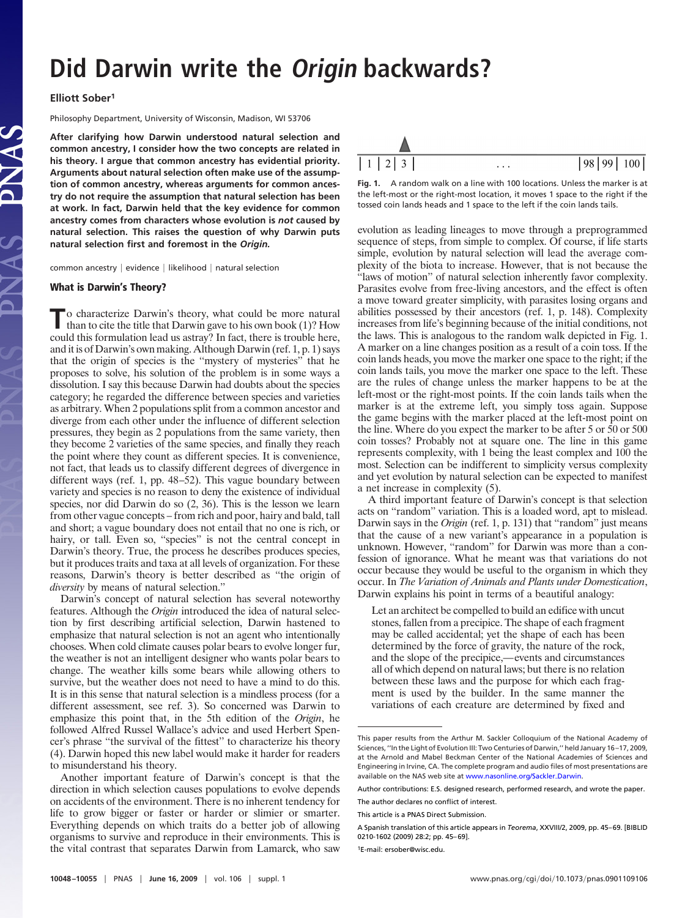# Did Darwin write the *Origin* backwards?

**Elliott Sober[1]**

Philosophy Department, University of Wisconsin, Madison, WI 53706

**After clarifying how Darwin understood natural selection and common ancestry, I consider how the two concepts are related in his theory. I argue that common ancestry has evidential priority. Arguments about natural selection often make use of the assumption of common ancestry, whereas arguments for common ancestry do not require the assumption that natural selection has been at work. In fact, Darwin held that the key evidence for common ancestry comes from characters whose evolution is *not* caused by natural selection. This raises the question of why Darwin puts natural selection first and foremost in the *Origin*.**

common ancestry | evidence | likelihood | natural selection

## What is Darwin's Theory?

To characterize Darwin's theory, what could be more natural than to cite the title that Darwin gave to his own book (1)? How could this formulation lead us astray? In fact, there is trouble here, and it is of Darwin's own making. Although Darwin (ref. 1, p. 1) says that the origin of species is the "mystery of mysteries" that he proposes to solve, his solution of the problem is in some ways a dissolution. I say this because Darwin had doubts about the species category; he regarded the difference between species and varieties as arbitrary. When 2 populations split from a common ancestor and diverge from each other under the influence of different selection pressures, they begin as 2 populations from the same variety, then they become 2 varieties of the same species, and finally they reach the point where they count as different species. It is convenience, not fact, that leads us to classify different degrees of divergence in different ways (ref. 1, pp. 48–52). This vague boundary between variety and species is no reason to deny the existence of individual species, nor did Darwin do so (2, 36). This is the lesson we learn from other vague concepts – from rich and poor, hairy and bald, tall and short; a vague boundary does not entail that no one is rich, or hairy, or tall. Even so, "species" is not the central concept in Darwin's theory. True, the process he describes produces species, but it produces traits and taxa at all levels of organization. For these reasons, Darwin's theory is better described as "the origin of *diversity* by means of natural selection."

Darwin's concept of natural selection has several noteworthy features. Although the *Origin* introduced the idea of natural selection by first describing artificial selection, Darwin hastened to emphasize that natural selection is not an agent who intentionally chooses. When cold climate causes polar bears to evolve longer fur, the weather is not an intelligent designer who wants polar bears to change. The weather kills some bears while allowing others to survive, but the weather does not need to have a mind to do this. It is in this sense that natural selection is a mindless process (for a different assessment, see ref. 3). So concerned was Darwin to emphasize this point that, in the 5th edition of the *Origin*, he followed Alfred Russel Wallace's advice and used Herbert Spencer's phrase "the survival of the fittest" to characterize his theory (4). Darwin hoped this new label would make it harder for readers to misunderstand his theory.

Another important feature of Darwin's concept is that the direction in which selection causes populations to evolve depends on accidents of the environment. There is no inherent tendency for life to grow bigger or faster or harder or slimier or smarter. Everything depends on which traits do a better job of allowing organisms to survive and reproduce in their environments. This is the vital contrast that separates Darwin from Lamarck, who saw evolution as leading lineages to move through a preprogrammed sequence of steps, from simple to complex. Of course, if life starts simple, evolution by natural selection will lead the average complexity of the biota to increase. However, that is not because the "laws of motion" of natural selection inherently favor complexity. Parasites evolve from free-living ancestors, and the effect is often a move toward greater simplicity, with parasites losing organs and abilities possessed by their ancestors (ref. 1, p. 148). Complexity increases from life's beginning because of the initial conditions, not the laws. This is analogous to the random walk depicted in Fig. 1. A marker on a line changes position as a result of a coin toss. If the coin lands heads, you move the marker one space to the right; if the coin lands tails, you move the marker one space to the left. These are the rules of change unless the marker happens to be at the left-most or the right-most points. If the coin lands tails when the marker is at the extreme left, you simply toss again. Suppose the game begins with the marker placed at the left-most point on the line. Where do you expect the marker to be after 5 or 50 or 500 coin tosses? Probably not at square one. The line in this game represents complexity, with 1 being the least complex and 100 the most. Selection can be indifferent to simplicity versus complexity and yet evolution by natural selection can be expected to manifest a net increase in complexity (5).

| 1 | 2 | 3 | . . . | 98 | 99 | 100 |
|---|---|---|---|---|---|---|

Fig. 1. A random walk on a line with 100 locations. Unless the marker is at the left-most or the right-most location, it moves 1 space to the right if the tossed coin lands heads and 1 space to the left if the coin lands tails.

A third important feature of Darwin's concept is that selection acts on "random" variation. This is a loaded word, apt to mislead. Darwin says in the *Origin* (ref. 1, p. 131) that "random" just means that the cause of a new variant's appearance in a population is unknown. However, "random" for Darwin was more than a confession of ignorance. What he meant was that variations do not occur because they would be useful to the organism in which they occur. In *The Variation of Animals and Plants under Domestication*, Darwin explains his point in terms of a beautiful analogy:

> Let an architect be compelled to build an edifice with uncut stones, fallen from a precipice. The shape of each fragment may be called accidental; yet the shape of each has been determined by the force of gravity, the nature of the rock, and the slope of the precipice,—events and circumstances all of which depend on natural laws; but there is no relation between these laws and the purpose for which each fragment is used by the builder. In the same manner the variations of each creature are determined by fixed and

---

This paper results from the Arthur M. Sackler Colloquium of the National Academy of Sciences, "In the Light of Evolution III: Two Centuries of Darwin," held January 16–17, 2009, at the Arnold and Mabel Beckman Center of the National Academies of Sciences and Engineering in Irvine, CA. The complete program and audio files of most presentations are available on the NAS web site at www.nasonline.org/Sackler_Darwin.

Author contributions: E.S. designed research, performed research, and wrote the paper.

The author declares no conflict of interest.

This article is a PNAS Direct Submission.

A Spanish translation of this article appears in *Teorema*, XXVIII/2, 2009, pp. 45–69. [BIBLID 0210-1602 (2009) 28:2; pp. 45–69].

[1] E-mail: ersober@wisc.edu.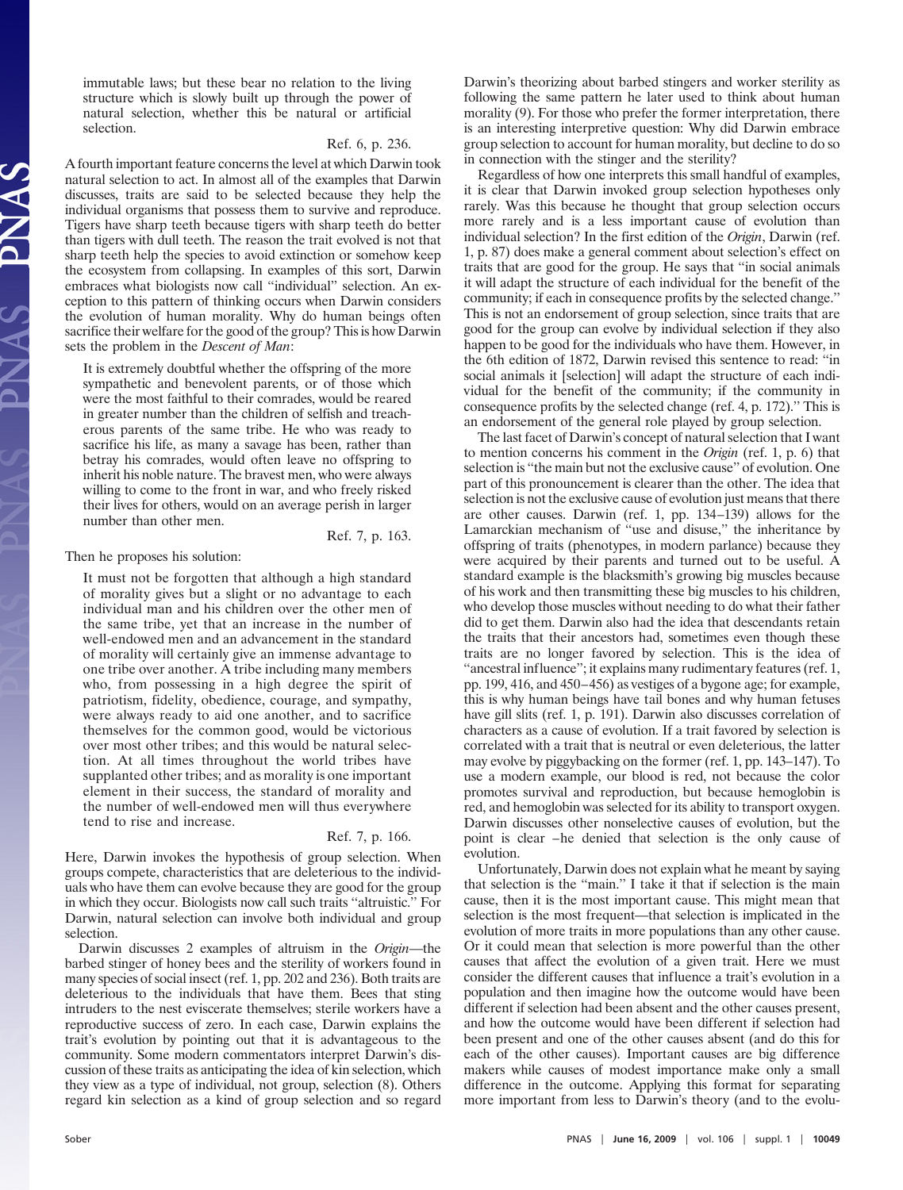immutable laws; but these bear no relation to the living structure which is slowly built up through the power of natural selection, whether this be natural or artificial selection.

Ref. 6, p. 236.

A fourth important feature concerns the level at which Darwin took natural selection to act. In almost all of the examples that Darwin discusses, traits are said to be selected because they help the individual organisms that possess them to survive and reproduce. Tigers have sharp teeth because tigers with sharp teeth do better than tigers with dull teeth. The reason the trait evolved is not that sharp teeth help the species to avoid extinction or somehow keep the ecosystem from collapsing. In examples of this sort, Darwin embraces what biologists now call "individual" selection. An exception to this pattern of thinking occurs when Darwin considers the evolution of human morality. Why do human beings often sacrifice their welfare for the good of the group? This is how Darwin sets the problem in the *Descent of Man*:

> It is extremely doubtful whether the offspring of the more sympathetic and benevolent parents, or of those which were the most faithful to their comrades, would be reared in greater number than the children of selfish and treacherous parents of the same tribe. He who was ready to sacrifice his life, as many a savage has been, rather than betray his comrades, would often leave no offspring to inherit his noble nature. The bravest men, who were always willing to come to the front in war, and who freely risked their lives for others, would on an average perish in larger number than other men.
>
> Ref. 7, p. 163.

Then he proposes his solution:

> It must not be forgotten that although a high standard of morality gives but a slight or no advantage to each individual man and his children over the other men of the same tribe, yet that an increase in the number of well-endowed men and an advancement in the standard of morality will certainly give an immense advantage to one tribe over another. A tribe including many members who, from possessing in a high degree the spirit of patriotism, fidelity, obedience, courage, and sympathy, were always ready to aid one another, and to sacrifice themselves for the common good, would be victorious over most other tribes; and this would be natural selection. At all times throughout the world tribes have supplanted other tribes; and as morality is one important element in their success, the standard of morality and the number of well-endowed men will thus everywhere tend to rise and increase.
>
> Ref. 7, p. 166.

Here, Darwin invokes the hypothesis of group selection. When groups compete, characteristics that are deleterious to the individuals who have them can evolve because they are good for the group in which they occur. Biologists now call such traits "altruistic." For Darwin, natural selection can involve both individual and group selection.

Darwin discusses 2 examples of altruism in the *Origin*—the barbed stinger of honey bees and the sterility of workers found in many species of social insect (ref. 1, pp. 202 and 236). Both traits are deleterious to the individuals that have them. Bees that sting intruders to the nest eviscerate themselves; sterile workers have a reproductive success of zero. In each case, Darwin explains the trait's evolution by pointing out that it is advantageous to the community. Some modern commentators interpret Darwin's discussion of these traits as anticipating the idea of kin selection, which they view as a type of individual, not group, selection (8). Others regard kin selection as a kind of group selection and so regard Darwin's theorizing about barbed stingers and worker sterility as following the same pattern he later used to think about human morality (9). For those who prefer the former interpretation, there is an interesting interpretive question: Why did Darwin embrace group selection to account for human morality, but decline to do so in connection with the stinger and the sterility?

Regardless of how one interprets this small handful of examples, it is clear that Darwin invoked group selection hypotheses only rarely. Was this because he thought that group selection occurs more rarely and is a less important cause of evolution than individual selection? In the first edition of the *Origin*, Darwin (ref. 1, p. 87) does make a general comment about selection's effect on traits that are good for the group. He says that "in social animals it will adapt the structure of each individual for the benefit of the community; if each in consequence profits by the selected change." This is not an endorsement of group selection, since traits that are good for the group can evolve by individual selection if they also happen to be good for the individuals who have them. However, in the 6th edition of 1872, Darwin revised this sentence to read: "in social animals it [selection] will adapt the structure of each individual for the benefit of the community; if the community in consequence profits by the selected change (ref. 4, p. 172)." This is an endorsement of the general role played by group selection.

The last facet of Darwin's concept of natural selection that I want to mention concerns his comment in the *Origin* (ref. 1, p. 6) that selection is "the main but not the exclusive cause" of evolution. One part of this pronouncement is clearer than the other. The idea that selection is not the exclusive cause of evolution just means that there are other causes. Darwin (ref. 1, pp. 134–139) allows for the Lamarckian mechanism of "use and disuse," the inheritance by offspring of traits (phenotypes, in modern parlance) because they were acquired by their parents and turned out to be useful. A standard example is the blacksmith's growing big muscles because of his work and then transmitting these big muscles to his children, who develop those muscles without needing to do what their father did to get them. Darwin also had the idea that descendants retain the traits that their ancestors had, sometimes even though these traits are no longer favored by selection. This is the idea of "ancestral influence"; it explains many rudimentary features (ref. 1, pp. 199, 416, and 450–456) as vestiges of a bygone age; for example, this is why human beings have tail bones and why human fetuses have gill slits (ref. 1, p. 191). Darwin also discusses correlation of characters as a cause of evolution. If a trait favored by selection is correlated with a trait that is neutral or even deleterious, the latter may evolve by piggybacking on the former (ref. 1, pp. 143–147). To use a modern example, our blood is red, not because the color promotes survival and reproduction, but because hemoglobin is red, and hemoglobin was selected for its ability to transport oxygen. Darwin discusses other nonselective causes of evolution, but the point is clear –he denied that selection is the only cause of evolution.

Unfortunately, Darwin does not explain what he meant by saying that selection is the "main." I take it that if selection is the main cause, then it is the most important cause. This might mean that selection is the most frequent—that selection is implicated in the evolution of more traits in more populations than any other cause. Or it could mean that selection is more powerful than the other causes that affect the evolution of a given trait. Here we must consider the different causes that influence a trait's evolution in a population and then imagine how the outcome would have been different if selection had been absent and the other causes present, and how the outcome would have been different if selection had been present and one of the other causes absent (and do this for each of the other causes). Important causes are big difference makers while causes of modest importance make only a small difference in the outcome. Applying this format for separating more important from less to Darwin's theory (and to the evolu-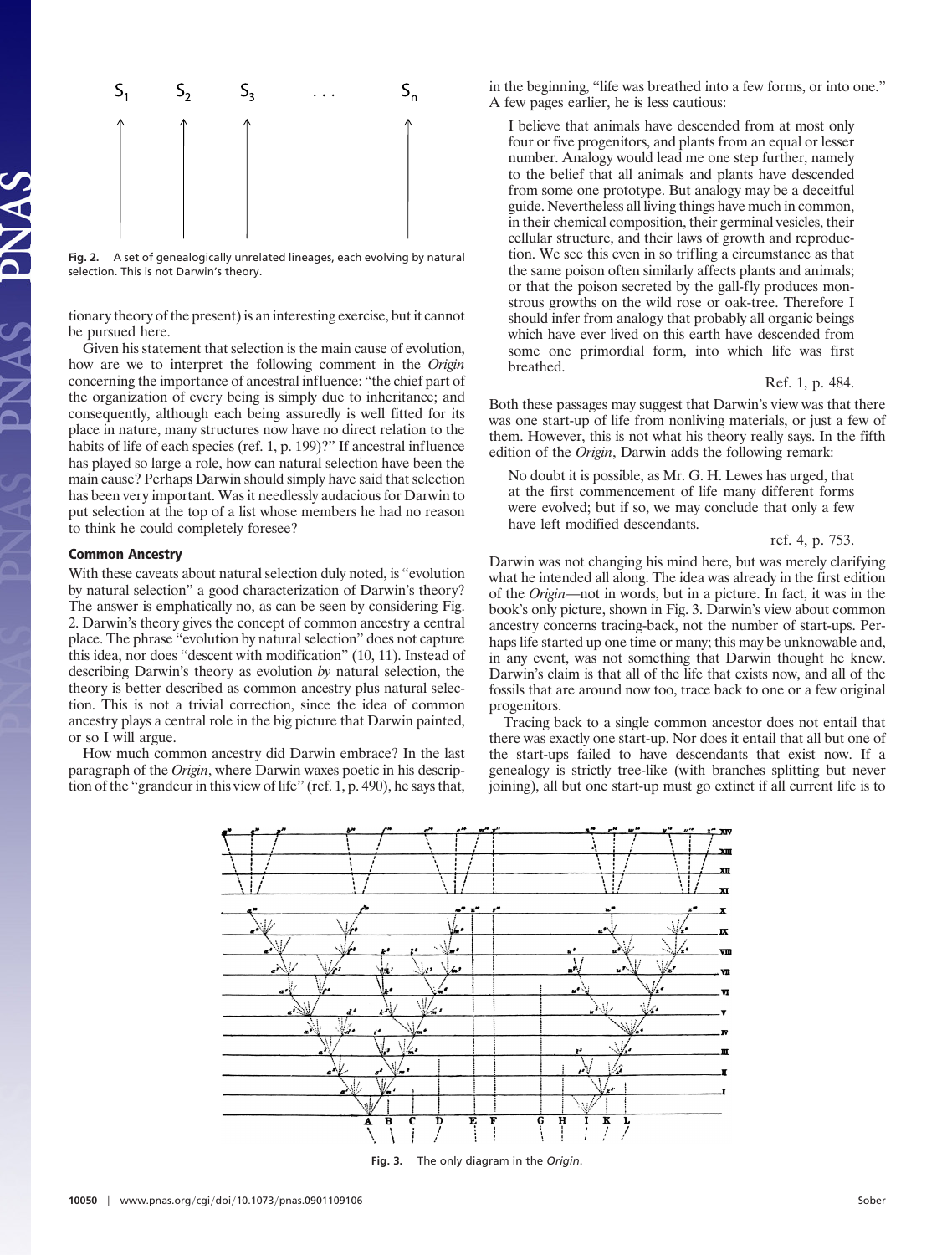$S_1$ $S_2$ $S_3$ . . . $S_n$

**Fig. 2.** A set of genealogically unrelated lineages, each evolving by natural selection. This is not Darwin's theory.

tionary theory of the present) is an interesting exercise, but it cannot be pursued here.

Given his statement that selection is the main cause of evolution, how are we to interpret the following comment in the *Origin* concerning the importance of ancestral influence: "the chief part of the organization of every being is simply due to inheritance; and consequently, although each being assuredly is well fitted for its place in nature, many structures now have no direct relation to the habits of life of each species (ref. 1, p. 199)?" If ancestral influence has played so large a role, how can natural selection have been the main cause? Perhaps Darwin should simply have said that selection has been very important. Was it needlessly audacious for Darwin to put selection at the top of a list whose members he had no reason to think he could completely foresee?

## Common Ancestry

With these caveats about natural selection duly noted, is "evolution by natural selection" a good characterization of Darwin's theory? The answer is emphatically no, as can be seen by considering Fig. 2. Darwin's theory gives the concept of common ancestry a central place. The phrase "evolution by natural selection" does not capture this idea, nor does "descent with modification" (10, 11). Instead of describing Darwin's theory as evolution *by* natural selection, the theory is better described as common ancestry plus natural selection. This is not a trivial correction, since the idea of common ancestry plays a central role in the big picture that Darwin painted, or so I will argue.

How much common ancestry did Darwin embrace? In the last paragraph of the *Origin*, where Darwin waxes poetic in his description of the "grandeur in this view of life" (ref. 1, p. 490), he says that, in the beginning, "life was breathed into a few forms, or into one." A few pages earlier, he is less cautious:

> I believe that animals have descended from at most only four or five progenitors, and plants from an equal or lesser number. Analogy would lead me one step further, namely to the belief that all animals and plants have descended from some one prototype. But analogy may be a deceitful guide. Nevertheless all living things have much in common, in their chemical composition, their germinal vesicles, their cellular structure, and their laws of growth and reproduction. We see this even in so trifling a circumstance as that the same poison often similarly affects plants and animals; or that the poison secreted by the gall-fly produces monstrous growths on the wild rose or oak-tree. Therefore I should infer from analogy that probably all organic beings which have ever lived on this earth have descended from some one primordial form, into which life was first breathed.
>
> Ref. 1, p. 484.

Both these passages may suggest that Darwin's view was that there was one start-up of life from nonliving materials, or just a few of them. However, this is not what his theory really says. In the fifth edition of the *Origin*, Darwin adds the following remark:

> No doubt it is possible, as Mr. G. H. Lewes has urged, that at the first commencement of life many different forms were evolved; but if so, we may conclude that only a few have left modified descendants.
>
> ref. 4, p. 753.

Darwin was not changing his mind here, but was merely clarifying what he intended all along. The idea was already in the first edition of the *Origin*—not in words, but in a picture. In fact, it was in the book's only picture, shown in Fig. 3. Darwin's view about common ancestry concerns tracing-back, not the number of start-ups. Perhaps life started up one time or many; this may be unknowable and, in any event, was not something that Darwin thought he knew. Darwin's claim is that all of the life that exists now, and all of the fossils that are around now too, trace back to one or a few original progenitors.

Tracing back to a single common ancestor does not entail that there was exactly one start-up. Nor does it entail that all but one of the start-ups failed to have descendants that exist now. If a genealogy is strictly tree-like (with branches splitting but never joining), all but one start-up must go extinct if all current life is to

**Fig. 3.** The only diagram in the *Origin*.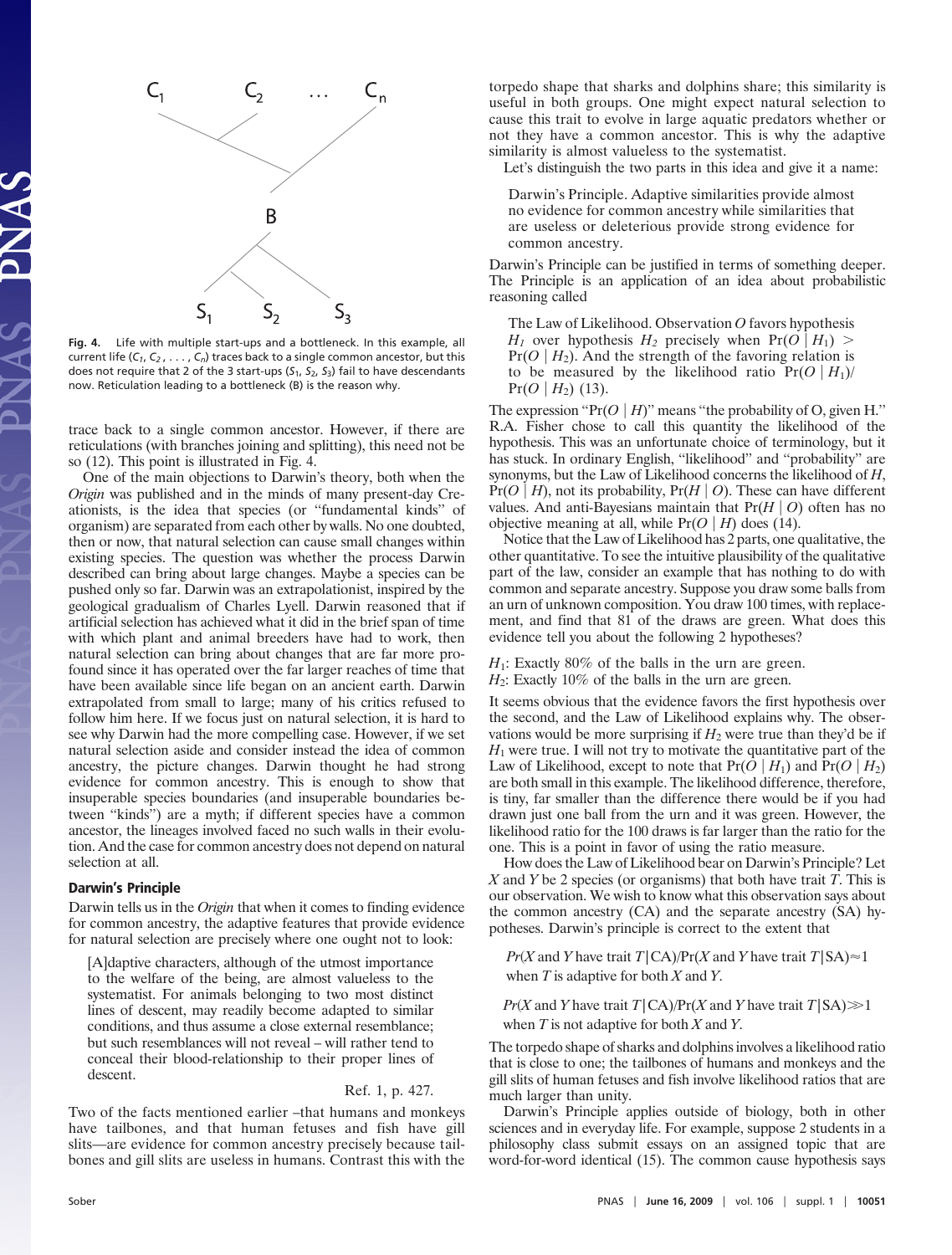C1 C2 ... Cn

B

S1 S2 S3

**Fig. 4.** Life with multiple start-ups and a bottleneck. In this example, all current life ($C_1, C_2, \ldots, C_n$) traces back to a single common ancestor, but this does not require that 2 of the 3 start-ups ($S_1, S_2, S_3$) fail to have descendants now. Reticulation leading to a bottleneck (B) is the reason why.

trace back to a single common ancestor. However, if there are reticulations (with branches joining and splitting), this need not be so (12). This point is illustrated in Fig. 4.

One of the main objections to Darwin's theory, both when the *Origin* was published and in the minds of many present-day Creationists, is the idea that species (or "fundamental kinds" of organism) are separated from each other by walls. No one doubted, then or now, that natural selection can cause small changes within existing species. The question was whether the process Darwin described can bring about large changes. Maybe a species can be pushed only so far. Darwin was an extrapolationist, inspired by the geological gradualism of Charles Lyell. Darwin reasoned that if artificial selection has achieved what it did in the brief span of time with which plant and animal breeders have had to work, then natural selection can bring about changes that are far more profound since it has operated over the far larger reaches of time that have been available since life began on an ancient earth. Darwin extrapolated from small to large; many of his critics refused to follow him here. If we focus just on natural selection, it is hard to see why Darwin had the more compelling case. However, if we set natural selection aside and consider instead the idea of common ancestry, the picture changes. Darwin thought he had strong evidence for common ancestry. This is enough to show that insuperable species boundaries (and insuperable boundaries between "kinds") are a myth; if different species have a common ancestor, the lineages involved faced no such walls in their evolution. And the case for common ancestry does not depend on natural selection at all.

## Darwin's Principle

Darwin tells us in the *Origin* that when it comes to finding evidence for common ancestry, the adaptive features that provide evidence for natural selection are precisely where one ought not to look:

> [A]daptive characters, although of the utmost importance to the welfare of the being, are almost valueless to the systematist. For animals belonging to two most distinct lines of descent, may readily become adapted to similar conditions, and thus assume a close external resemblance; but such resemblances will not reveal – will rather tend to conceal their blood-relationship to their proper lines of descent.
>
> Ref. 1, p. 427.

Two of the facts mentioned earlier –that humans and monkeys have tailbones, and that human fetuses and fish have gill slits—are evidence for common ancestry precisely because tailbones and gill slits are useless in humans. Contrast this with the torpedo shape that sharks and dolphins share; this similarity is useful in both groups. One might expect natural selection to cause this trait to evolve in large aquatic predators whether or not they have a common ancestor. This is why the adaptive similarity is almost valueless to the systematist.

Let's distinguish the two parts in this idea and give it a name:

> Darwin's Principle. Adaptive similarities provide almost no evidence for common ancestry while similarities that are useless or deleterious provide strong evidence for common ancestry.

Darwin's Principle can be justified in terms of something deeper. The Principle is an application of an idea about probabilistic reasoning called

> The Law of Likelihood. Observation $O$ favors hypothesis $H_1$ over hypothesis $H_2$ precisely when $\Pr(O \mid H_1) > \Pr(O \mid H_2)$. And the strength of the favoring relation is to be measured by the likelihood ratio $\Pr(O \mid H_1)/\Pr(O \mid H_2)$ (13).

The expression "$\Pr(O \mid H)$" means "the probability of O, given H." R.A. Fisher chose to call this quantity the likelihood of the hypothesis. This was an unfortunate choice of terminology, but it has stuck. In ordinary English, "likelihood" and "probability" are synonyms, but the Law of Likelihood concerns the likelihood of $H$, $\Pr(O \mid H)$, not its probability, $\Pr(H \mid O)$. These can have different values. And anti-Bayesians maintain that $\Pr(H \mid O)$ often has no objective meaning at all, while $\Pr(O \mid H)$ does (14).

Notice that the Law of Likelihood has 2 parts, one qualitative, the other quantitative. To see the intuitive plausibility of the qualitative part of the law, consider an example that has nothing to do with common and separate ancestry. Suppose you draw some balls from an urn of unknown composition. You draw 100 times, with replacement, and find that 81 of the draws are green. What does this evidence tell you about the following 2 hypotheses?

$H_1$: Exactly 80% of the balls in the urn are green.
$H_2$: Exactly 10% of the balls in the urn are green.

It seems obvious that the evidence favors the first hypothesis over the second, and the Law of Likelihood explains why. The observations would be more surprising if $H_2$ were true than they'd be if $H_1$ were true. I will not try to motivate the quantitative part of the Law of Likelihood, except to note that $\Pr(O \mid H_1)$ and $\Pr(O \mid H_2)$ are both small in this example. The likelihood difference, therefore, is tiny, far smaller than the difference there would be if you had drawn just one ball from the urn and it was green. However, the likelihood ratio for the 100 draws is far larger than the ratio for the one. This is a point in favor of using the ratio measure.

How does the Law of Likelihood bear on Darwin's Principle? Let $X$ and $Y$ be 2 species (or organisms) that both have trait $T$. This is our observation. We wish to know what this observation says about the common ancestry (CA) and the separate ancestry (SA) hypotheses. Darwin's principle is correct to the extent that

$$Pr(X \text{ and } Y \text{ have trait } T \mid \text{CA})/\Pr(X \text{ and } Y \text{ have trait } T \mid \text{SA}) \approx 1$$
when $T$ is adaptive for both $X$ and $Y$.

$$Pr(X \text{ and } Y \text{ have trait } T \mid \text{CA})/\Pr(X \text{ and } Y \text{ have trait } T \mid \text{SA}) \gg 1$$
when $T$ is not adaptive for both $X$ and $Y$.

The torpedo shape of sharks and dolphins involves a likelihood ratio that is close to one; the tailbones of humans and monkeys and the gill slits of human fetuses and fish involve likelihood ratios that are much larger than unity.

Darwin's Principle applies outside of biology, both in other sciences and in everyday life. For example, suppose 2 students in a philosophy class submit essays on an assigned topic that are word-for-word identical (15). The common cause hypothesis says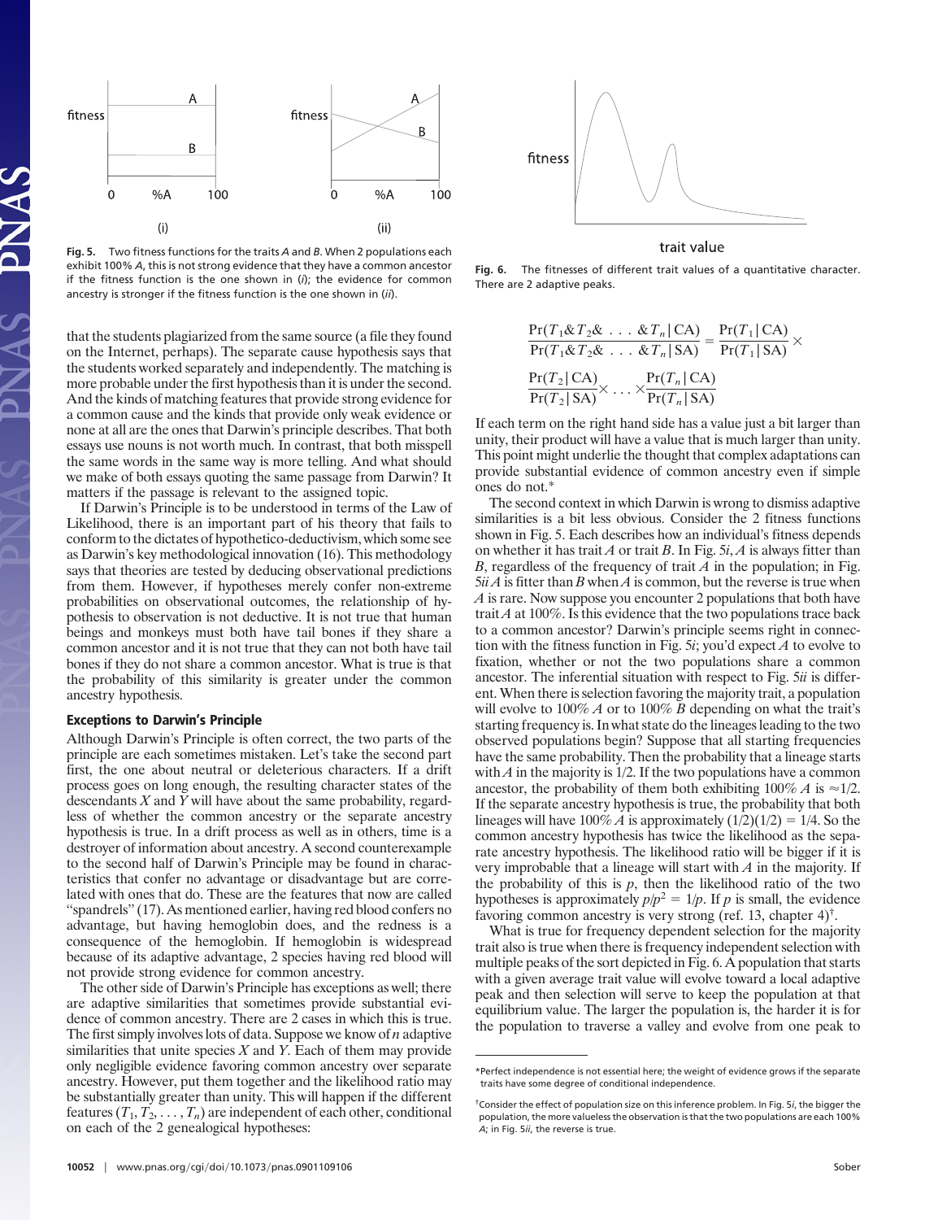fitness

A

B

0 %A 100

(i)

fitness

A

B

0 %A 100

(ii)

**Fig. 5.** Two fitness functions for the traits *A* and *B*. When 2 populations each exhibit 100% *A*, this is not strong evidence that they have a common ancestor if the fitness function is the one shown in (*i*); the evidence for common ancestry is stronger if the fitness function is the one shown in (*ii*).

fitness

trait value

**Fig. 6.** The fitnesses of different trait values of a quantitative character. There are 2 adaptive peaks.

that the students plagiarized from the same source (a file they found on the Internet, perhaps). The separate cause hypothesis says that the students worked separately and independently. The matching is more probable under the first hypothesis than it is under the second. And the kinds of matching features that provide strong evidence for a common cause and the kinds that provide only weak evidence or none at all are the ones that Darwin's principle describes. That both essays use nouns is not worth much. In contrast, that both misspell the same words in the same way is more telling. And what should we make of both essays quoting the same passage from Darwin? It matters if the passage is relevant to the assigned topic.

If Darwin's Principle is to be understood in terms of the Law of Likelihood, there is an important part of his theory that fails to conform to the dictates of hypothetico-deductivism, which some see as Darwin's key methodological innovation (16). This methodology says that theories are tested by deducing observational predictions from them. However, if hypotheses merely confer non-extreme probabilities on observational outcomes, the relationship of hypothesis to observation is not deductive. It is not true that human beings and monkeys must both have tail bones if they share a common ancestor and it is not true that they can not both have tail bones if they do not share a common ancestor. What is true is that the probability of this similarity is greater under the common ancestry hypothesis.

### Exceptions to Darwin's Principle

Although Darwin's Principle is often correct, the two parts of the principle are each sometimes mistaken. Let's take the second part first, the one about neutral or deleterious characters. If a drift process goes on long enough, the resulting character states of the descendants *X* and *Y* will have about the same probability, regardless of whether the common ancestry or the separate ancestry hypothesis is true. In a drift process as well as in others, time is a destroyer of information about ancestry. A second counterexample to the second half of Darwin's Principle may be found in characteristics that confer no advantage or disadvantage but are correlated with ones that do. These are the features that now are called "spandrels" (17). As mentioned earlier, having red blood confers no advantage, but having hemoglobin does, and the redness is a consequence of the hemoglobin. If hemoglobin is widespread because of its adaptive advantage, 2 species having red blood will not provide strong evidence for common ancestry.

The other side of Darwin's Principle has exceptions as well; there are adaptive similarities that sometimes provide substantial evidence of common ancestry. There are 2 cases in which this is true. The first simply involves lots of data. Suppose we know of *n* adaptive similarities that unite species *X* and *Y*. Each of them may provide only negligible evidence favoring common ancestry over separate ancestry. However, put them together and the likelihood ratio may be substantially greater than unity. This will happen if the different features ($T_1, T_2, \ldots, T_n$) are independent of each other, conditional on each of the 2 genealogical hypotheses:

$$\frac{\Pr(T_1 \& T_2 \& \ldots \& T_n \mid \text{CA})}{\Pr(T_1 \& T_2 \& \ldots \& T_n \mid \text{SA})} = \frac{\Pr(T_1 \mid \text{CA})}{\Pr(T_1 \mid \text{SA})} \times \frac{\Pr(T_2 \mid \text{CA})}{\Pr(T_2 \mid \text{SA})} \times \ldots \times \frac{\Pr(T_n \mid \text{CA})}{\Pr(T_n \mid \text{SA})}$$

If each term on the right hand side has a value just a bit larger than unity, their product will have a value that is much larger than unity. This point might underlie the thought that complex adaptations can provide substantial evidence of common ancestry even if simple ones do not.*

The second context in which Darwin is wrong to dismiss adaptive similarities is a bit less obvious. Consider the 2 fitness functions shown in Fig. 5. Each describes how an individual's fitness depends on whether it has trait *A* or trait *B*. In Fig. 5*i*, *A* is always fitter than *B*, regardless of the frequency of trait *A* in the population; in Fig. 5*ii* *A* is fitter than *B* when *A* is common, but the reverse is true when *A* is rare. Now suppose you encounter 2 populations that both have trait *A* at 100%. Is this evidence that the two populations trace back to a common ancestor? Darwin's principle seems right in connection with the fitness function in Fig. 5*i*; you'd expect *A* to evolve to fixation, whether or not the two populations share a common ancestor. The inferential situation with respect to Fig. 5*ii* is different. When there is selection favoring the majority trait, a population will evolve to 100% *A* or to 100% *B* depending on what the trait's starting frequency is. In what state do the lineages leading to the two observed populations begin? Suppose that all starting frequencies have the same probability. Then the probability that a lineage starts with *A* in the majority is 1/2. If the two populations have a common ancestor, the probability of them both exhibiting 100% *A* is ≈1/2. If the separate ancestry hypothesis is true, the probability that both lineages will have 100% *A* is approximately (1/2)(1/2) = 1/4. So the common ancestry hypothesis has twice the likelihood as the separate ancestry hypothesis. The likelihood ratio will be bigger if it is very improbable that a lineage will start with *A* in the majority. If the probability of this is *p*, then the likelihood ratio of the two hypotheses is approximately $p/p^2 = 1/p$. If *p* is small, the evidence favoring common ancestry is very strong (ref. 13, chapter 4)†.

What is true for frequency dependent selection for the majority trait also is true when there is frequency independent selection with multiple peaks of the sort depicted in Fig. 6. A population that starts with a given average trait value will evolve toward a local adaptive peak and then selection will serve to keep the population at that equilibrium value. The larger the population is, the harder it is for the population to traverse a valley and evolve from one peak to

*Perfect independence is not essential here; the weight of evidence grows if the separate traits have some degree of conditional independence.

†Consider the effect of population size on this inference problem. In Fig. 5*i*, the bigger the population, the more valueless the observation is that the two populations are each 100% *A*; in Fig. 5*ii*, the reverse is true.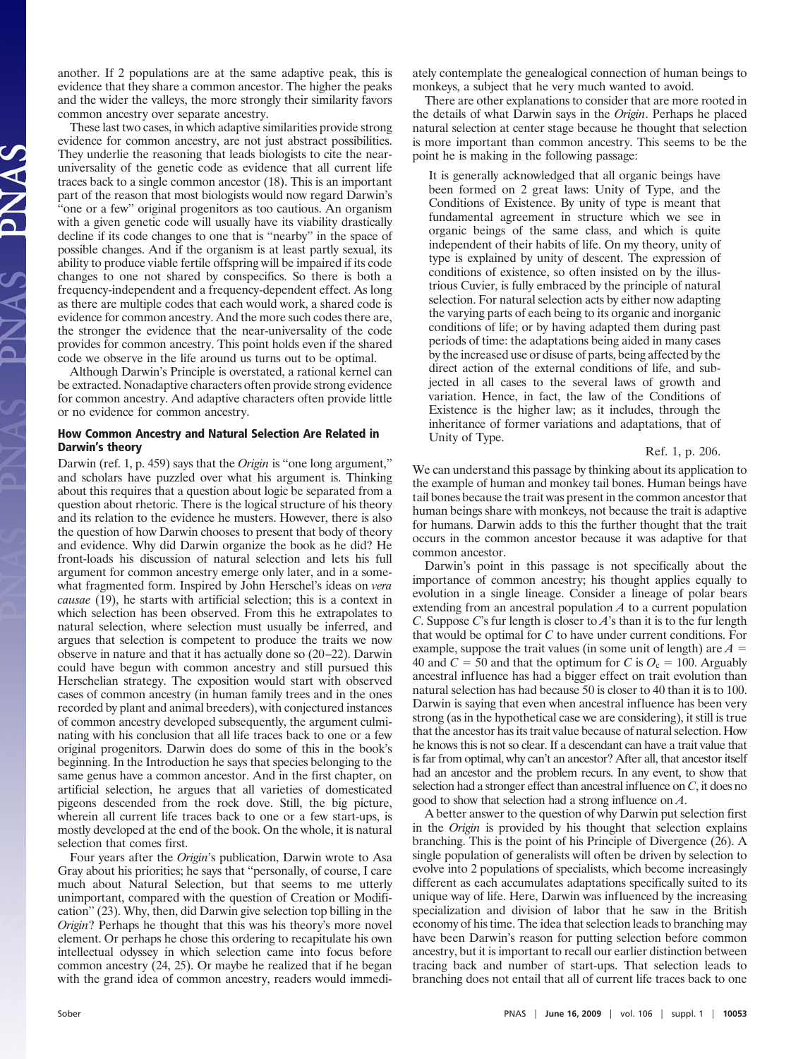another. If 2 populations are at the same adaptive peak, this is evidence that they share a common ancestor. The higher the peaks and the wider the valleys, the more strongly their similarity favors common ancestry over separate ancestry.

These last two cases, in which adaptive similarities provide strong evidence for common ancestry, are not just abstract possibilities. They underlie the reasoning that leads biologists to cite the near-universality of the genetic code as evidence that all current life traces back to a single common ancestor (18). This is an important part of the reason that most biologists would now regard Darwin's "one or a few" original progenitors as too cautious. An organism with a given genetic code will usually have its viability drastically decline if its code changes to one that is "nearby" in the space of possible changes. And if the organism is at least partly sexual, its ability to produce viable fertile offspring will be impaired if its code changes to one not shared by conspecifics. So there is both a frequency-independent and a frequency-dependent effect. As long as there are multiple codes that each would work, a shared code is evidence for common ancestry. And the more such codes there are, the stronger the evidence that the near-universality of the code provides for common ancestry. This point holds even if the shared code we observe in the life around us turns out to be optimal.

Although Darwin's Principle is overstated, a rational kernel can be extracted. Nonadaptive characters often provide strong evidence for common ancestry. And adaptive characters often provide little or no evidence for common ancestry.

### How Common Ancestry and Natural Selection Are Related in Darwin's theory

Darwin (ref. 1, p. 459) says that the *Origin* is "one long argument," and scholars have puzzled over what his argument is. Thinking about this requires that a question about logic be separated from a question about rhetoric. There is the logical structure of his theory and its relation to the evidence he musters. However, there is also the question of how Darwin chooses to present that body of theory and evidence. Why did Darwin organize the book as he did? He front-loads his discussion of natural selection and lets his full argument for common ancestry emerge only later, and in a somewhat fragmented form. Inspired by John Herschel's ideas on *vera causae* (19), he starts with artificial selection; this is a context in which selection has been observed. From this he extrapolates to natural selection, where selection must usually be inferred, and argues that selection is competent to produce the traits we now observe in nature and that it has actually done so (20–22). Darwin could have begun with common ancestry and still pursued this Herschelian strategy. The exposition would start with observed cases of common ancestry (in human family trees and in the ones recorded by plant and animal breeders), with conjectured instances of common ancestry developed subsequently, the argument culminating with his conclusion that all life traces back to one or a few original progenitors. Darwin does do some of this in the book's beginning. In the Introduction he says that species belonging to the same genus have a common ancestor. And in the first chapter, on artificial selection, he argues that all varieties of domesticated pigeons descended from the rock dove. Still, the big picture, wherein all current life traces back to one or a few start-ups, is mostly developed at the end of the book. On the whole, it is natural selection that comes first.

Four years after the *Origin*'s publication, Darwin wrote to Asa Gray about his priorities; he says that "personally, of course, I care much about Natural Selection, but that seems to me utterly unimportant, compared with the question of Creation or Modification" (23). Why, then, did Darwin give selection top billing in the *Origin*? Perhaps he thought that this was his theory's more novel element. Or perhaps he chose this ordering to recapitulate his own intellectual odyssey in which selection came into focus before common ancestry (24, 25). Or maybe he realized that if he began with the grand idea of common ancestry, readers would immediately contemplate the genealogical connection of human beings to monkeys, a subject that he very much wanted to avoid.

There are other explanations to consider that are more rooted in the details of what Darwin says in the *Origin*. Perhaps he placed natural selection at center stage because he thought that selection is more important than common ancestry. This seems to be the point he is making in the following passage:

> It is generally acknowledged that all organic beings have been formed on 2 great laws: Unity of Type, and the Conditions of Existence. By unity of type is meant that fundamental agreement in structure which we see in organic beings of the same class, and which is quite independent of their habits of life. On my theory, unity of type is explained by unity of descent. The expression of conditions of existence, so often insisted on by the illustrious Cuvier, is fully embraced by the principle of natural selection. For natural selection acts by either now adapting the varying parts of each being to its organic and inorganic conditions of life; or by having adapted them during past periods of time: the adaptations being aided in many cases by the increased use or disuse of parts, being affected by the direct action of the external conditions of life, and subjected in all cases to the several laws of growth and variation. Hence, in fact, the law of the Conditions of Existence is the higher law; as it includes, through the inheritance of former variations and adaptations, that of Unity of Type.
>
> Ref. 1, p. 206.

We can understand this passage by thinking about its application to the example of human and monkey tail bones. Human beings have tail bones because the trait was present in the common ancestor that human beings share with monkeys, not because the trait is adaptive for humans. Darwin adds to this the further thought that the trait occurs in the common ancestor because it was adaptive for that common ancestor.

Darwin's point in this passage is not specifically about the importance of common ancestry; his thought applies equally to evolution in a single lineage. Consider a lineage of polar bears extending from an ancestral population $A$ to a current population $C$. Suppose $C$'s fur length is closer to $A$'s than it is to the fur length that would be optimal for $C$ to have under current conditions. For example, suppose the trait values (in some unit of length) are $A = 40$ and $C = 50$ and that the optimum for $C$ is $O_c = 100$. Arguably ancestral influence has had a bigger effect on trait evolution than natural selection has had because 50 is closer to 40 than it is to 100. Darwin is saying that even when ancestral influence has been very strong (as in the hypothetical case we are considering), it still is true that the ancestor has its trait value because of natural selection. How he knows this is not so clear. If a descendant can have a trait value that is far from optimal, why can't an ancestor? After all, that ancestor itself had an ancestor and the problem recurs. In any event, to show that selection had a stronger effect than ancestral influence on $C$, it does no good to show that selection had a strong influence on $A$.

A better answer to the question of why Darwin put selection first in the *Origin* is provided by his thought that selection explains branching. This is the point of his Principle of Divergence (26). A single population of generalists will often be driven by selection to evolve into 2 populations of specialists, which become increasingly different as each accumulates adaptations specifically suited to its unique way of life. Here, Darwin was influenced by the increasing specialization and division of labor that he saw in the British economy of his time. The idea that selection leads to branching may have been Darwin's reason for putting selection before common ancestry, but it is important to recall our earlier distinction between tracing back and number of start-ups. That selection leads to branching does not entail that all of current life traces back to one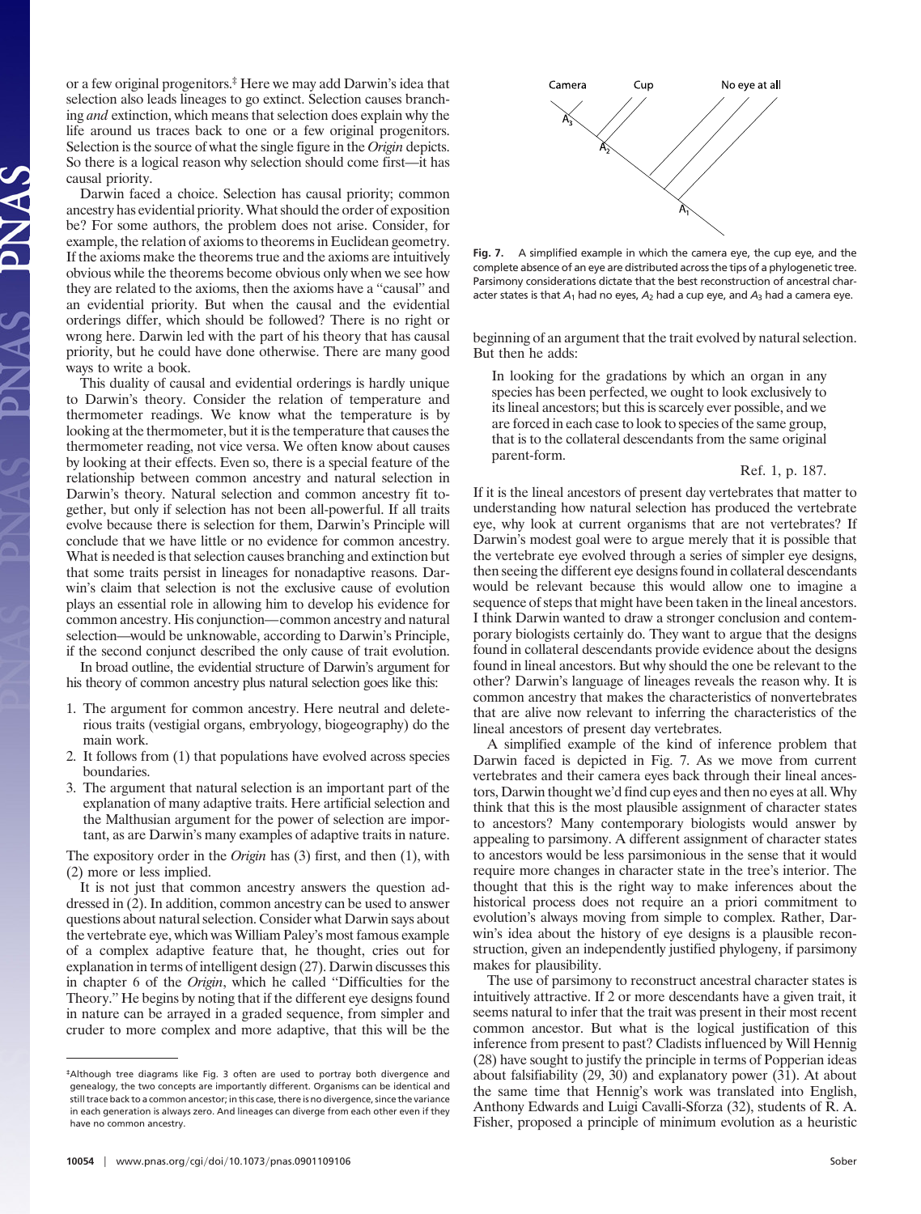or a few original progenitors.[‡] Here we may add Darwin's idea that selection also leads lineages to go extinct. Selection causes branching *and* extinction, which means that selection does explain why the life around us traces back to one or a few original progenitors. Selection is the source of what the single figure in the *Origin* depicts. So there is a logical reason why selection should come first—it has causal priority.

Darwin faced a choice. Selection has causal priority; common ancestry has evidential priority. What should the order of exposition be? For some authors, the problem does not arise. Consider, for example, the relation of axioms to theorems in Euclidean geometry. If the axioms make the theorems true and the axioms are intuitively obvious while the theorems become obvious only when we see how they are related to the axioms, then the axioms have a "causal" and an evidential priority. But when the causal and the evidential orderings differ, which should be followed? There is no right or wrong here. Darwin led with the part of his theory that has causal priority, but he could have done otherwise. There are many good ways to write a book.

This duality of causal and evidential orderings is hardly unique to Darwin's theory. Consider the relation of temperature and thermometer readings. We know what the temperature is by looking at the thermometer, but it is the temperature that causes the thermometer reading, not vice versa. We often know about causes by looking at their effects. Even so, there is a special feature of the relationship between common ancestry and natural selection in Darwin's theory. Natural selection and common ancestry fit together, but only if selection has not been all-powerful. If all traits evolve because there is selection for them, Darwin's Principle will conclude that we have little or no evidence for common ancestry. What is needed is that selection causes branching and extinction but that some traits persist in lineages for nonadaptive reasons. Darwin's claim that selection is not the exclusive cause of evolution plays an essential role in allowing him to develop his evidence for common ancestry. His conjunction—common ancestry and natural selection—would be unknowable, according to Darwin's Principle, if the second conjunct described the only cause of trait evolution.

In broad outline, the evidential structure of Darwin's argument for his theory of common ancestry plus natural selection goes like this:

1. The argument for common ancestry. Here neutral and deleterious traits (vestigial organs, embryology, biogeography) do the main work.
2. It follows from (1) that populations have evolved across species boundaries.
3. The argument that natural selection is an important part of the explanation of many adaptive traits. Here artificial selection and the Malthusian argument for the power of selection are important, as are Darwin's many examples of adaptive traits in nature.

The expository order in the *Origin* has (3) first, and then (1), with (2) more or less implied.

It is not just that common ancestry answers the question addressed in (2). In addition, common ancestry can be used to answer questions about natural selection. Consider what Darwin says about the vertebrate eye, which was William Paley's most famous example of a complex adaptive feature that, he thought, cries out for explanation in terms of intelligent design (27). Darwin discusses this in chapter 6 of the *Origin*, which he called "Difficulties for the Theory." He begins by noting that if the different eye designs found in nature can be arrayed in a graded sequence, from simpler and cruder to more complex and more adaptive, that this will be the beginning of an argument that the trait evolved by natural selection. But then he adds:

> In looking for the gradations by which an organ in any species has been perfected, we ought to look exclusively to its lineal ancestors; but this is scarcely ever possible, and we are forced in each case to look to species of the same group, that is to the collateral descendants from the same original parent-form.
>
> Ref. 1, p. 187.

If it is the lineal ancestors of present day vertebrates that matter to understanding how natural selection has produced the vertebrate eye, why look at current organisms that are not vertebrates? If Darwin's modest goal were to argue merely that it is possible that the vertebrate eye evolved through a series of simpler eye designs, then seeing the different eye designs found in collateral descendants would be relevant because this would allow one to imagine a sequence of steps that might have been taken in the lineal ancestors. I think Darwin wanted to draw a stronger conclusion and contemporary biologists certainly do. They want to argue that the designs found in collateral descendants provide evidence about the designs found in lineal ancestors. But why should the one be relevant to the other? Darwin's language of lineages reveals the reason why. It is common ancestry that makes the characteristics of nonvertebrates that are alive now relevant to inferring the characteristics of the lineal ancestors of present day vertebrates.

**Fig. 7.** A simplified example in which the camera eye, the cup eye, and the complete absence of an eye are distributed across the tips of a phylogenetic tree. Parsimony considerations dictate that the best reconstruction of ancestral character states is that $A_1$ had no eyes, $A_2$ had a cup eye, and $A_3$ had a camera eye.

A simplified example of the kind of inference problem that Darwin faced is depicted in Fig. 7. As we move from current vertebrates and their camera eyes back through their lineal ancestors, Darwin thought we'd find cup eyes and then no eyes at all. Why think that this is the most plausible assignment of character states to ancestors? Many contemporary biologists would answer by appealing to parsimony. A different assignment of character states to ancestors would be less parsimonious in the sense that it would require more changes in character state in the tree's interior. The thought that this is the right way to make inferences about the historical process does not require an a priori commitment to evolution's always moving from simple to complex. Rather, Darwin's idea about the history of eye designs is a plausible reconstruction, given an independently justified phylogeny, if parsimony makes for plausibility.

The use of parsimony to reconstruct ancestral character states is intuitively attractive. If 2 or more descendants have a given trait, it seems natural to infer that the trait was present in their most recent common ancestor. But what is the logical justification of this inference from present to past? Cladists influenced by Will Hennig (28) have sought to justify the principle in terms of Popperian ideas about falsifiability (29, 30) and explanatory power (31). At about the same time that Hennig's work was translated into English, Anthony Edwards and Luigi Cavalli-Sforza (32), students of R. A. Fisher, proposed a principle of minimum evolution as a heuristic

[‡] Although tree diagrams like Fig. 3 often are used to portray both divergence and genealogy, the two concepts are importantly different. Organisms can be identical and still trace back to a common ancestor; in this case, there is no divergence, since the variance in each generation is always zero. And lineages can diverge from each other even if they have no common ancestry.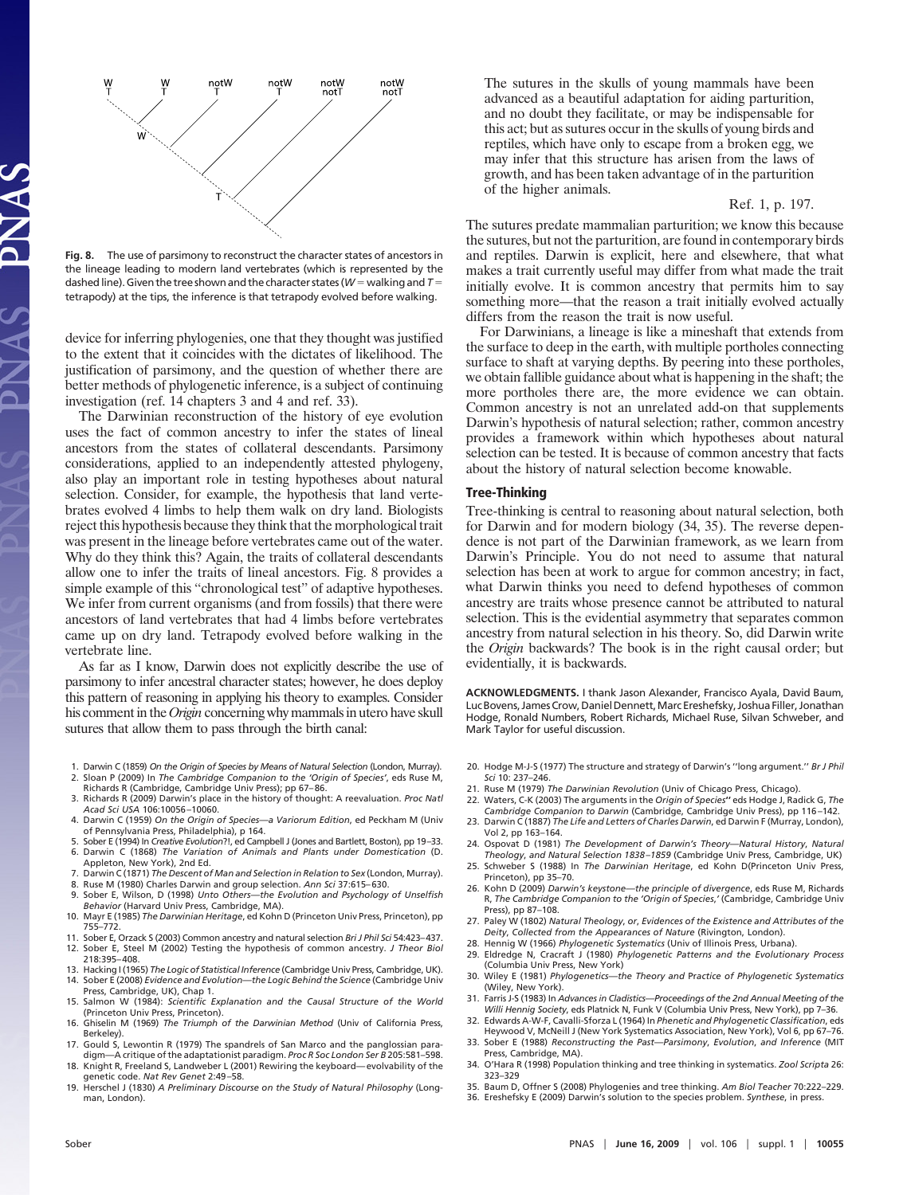W
T

W
T

notW
T

notW
T

notW
notT

notW
notT

W

T

**Fig. 8.** The use of parsimony to reconstruct the character states of ancestors in the lineage leading to modern land vertebrates (which is represented by the dashed line). Given the tree shown and the character states ($W$ = walking and $T$ = tetrapody) at the tips, the inference is that tetrapody evolved before walking.

device for inferring phylogenies, one that they thought was justified to the extent that it coincides with the dictates of likelihood. The justification of parsimony, and the question of whether there are better methods of phylogenetic inference, is a subject of continuing investigation (ref. 14 chapters 3 and 4 and ref. 33).

The Darwinian reconstruction of the history of eye evolution uses the fact of common ancestry to infer the states of lineal ancestors from the states of collateral descendants. Parsimony considerations, applied to an independently attested phylogeny, also play an important role in testing hypotheses about natural selection. Consider, for example, the hypothesis that land vertebrates evolved 4 limbs to help them walk on dry land. Biologists reject this hypothesis because they think that the morphological trait was present in the lineage before vertebrates came out of the water. Why do they think this? Again, the traits of collateral descendants allow one to infer the traits of lineal ancestors. Fig. 8 provides a simple example of this "chronological test" of adaptive hypotheses. We infer from current organisms (and from fossils) that there were ancestors of land vertebrates that had 4 limbs before vertebrates came up on dry land. Tetrapody evolved before walking in the vertebrate line.

As far as I know, Darwin does not explicitly describe the use of parsimony to infer ancestral character states; however, he does deploy this pattern of reasoning in applying his theory to examples. Consider his comment in the *Origin* concerning why mammals in utero have skull sutures that allow them to pass through the birth canal:

> The sutures in the skulls of young mammals have been advanced as a beautiful adaptation for aiding parturition, and no doubt they facilitate, or may be indispensable for this act; but as sutures occur in the skulls of young birds and reptiles, which have only to escape from a broken egg, we may infer that this structure has arisen from the laws of growth, and has been taken advantage of in the parturition of the higher animals.
>
> Ref. 1, p. 197.

The sutures predate mammalian parturition; we know this because the sutures, but not the parturition, are found in contemporary birds and reptiles. Darwin is explicit, here and elsewhere, that what makes a trait currently useful may differ from what made the trait initially evolve. It is common ancestry that permits him to say something more—that the reason a trait initially evolved actually differs from the reason the trait is now useful.

For Darwinians, a lineage is like a mineshaft that extends from the surface to deep in the earth, with multiple portholes connecting surface to shaft at varying depths. By peering into these portholes, we obtain fallible guidance about what is happening in the shaft; the more portholes there are, the more evidence we can obtain. Common ancestry is not an unrelated add-on that supplements Darwin's hypothesis of natural selection; rather, common ancestry provides a framework within which hypotheses about natural selection can be tested. It is because of common ancestry that facts about the history of natural selection become knowable.

## Tree-Thinking

Tree-thinking is central to reasoning about natural selection, both for Darwin and for modern biology (34, 35). The reverse dependence is not part of the Darwinian framework, as we learn from Darwin's Principle. You do not need to assume that natural selection has been at work to argue for common ancestry; in fact, what Darwin thinks you need to defend hypotheses of common ancestry are traits whose presence cannot be attributed to natural selection. This is the evidential asymmetry that separates common ancestry from natural selection in his theory. So, did Darwin write the *Origin* backwards? The book is in the right causal order; but evidentially, it is backwards.

**ACKNOWLEDGMENTS.** I thank Jason Alexander, Francisco Ayala, David Baum, Luc Bovens, James Crow, Daniel Dennett, Marc Ereshefsky, Joshua Filler, Jonathan Hodge, Ronald Numbers, Robert Richards, Michael Ruse, Silvan Schweber, and Mark Taylor for useful discussion.

1. Darwin C (1859) *On the Origin of Species by Means of Natural Selection* (London, Murray).
2. Sloan P (2009) In *The Cambridge Companion to the 'Origin of Species'*, eds Ruse M, Richards R (Cambridge, Cambridge Univ Press); pp 67–86.
3. Richards R (2009) Darwin's place in the history of thought: A reevaluation. *Proc Natl Acad Sci USA* 106:10056–10060.
4. Darwin C (1959) *On the Origin of Species—a Variorum Edition*, ed Peckham M (Univ of Pennsylvania Press, Philadelphia), p 164.
5. Sober E (1994) In *Creative Evolution?!*, ed Campbell J (Jones and Bartlett, Boston), pp 19–33.
6. Darwin C (1868) *The Variation of Animals and Plants under Domestication* (D. Appleton, New York), 2nd Ed.
7. Darwin C (1871) *The Descent of Man and Selection in Relation to Sex* (London, Murray).
8. Ruse M (1980) Charles Darwin and group selection. *Ann Sci* 37:615–630.
9. Sober E, Wilson, D (1998) *Unto Others—the Evolution and Psychology of Unselfish Behavior* (Harvard Univ Press, Cambridge, MA).
10. Mayr E (1985) *The Darwinian Heritage*, ed Kohn D (Princeton Univ Press, Princeton), pp 755–772.
11. Sober E, Orzack S (2003) Common ancestry and natural selection *Bri J Phil Sci* 54:423–437.
12. Sober E, Steel M (2002) Testing the hypothesis of common ancestry. *J Theor Biol* 218:395–408.
13. Hacking I (1965) *The Logic of Statistical Inference* (Cambridge Univ Press, Cambridge, UK).
14. Sober E (2008) *Evidence and Evolution—the Logic Behind the Science* (Cambridge Univ Press, Cambridge, UK), Chap 1.
15. Salmon W (1984): *Scientific Explanation and the Causal Structure of the World* (Princeton Univ Press, Princeton).
16. Ghiselin M (1969) *The Triumph of the Darwinian Method* (Univ of California Press, Berkeley).
17. Gould S, Lewontin R (1979) The spandrels of San Marco and the panglossian paradigm—A critique of the adaptationist paradigm. *Proc R Soc London Ser B* 205:581–598.
18. Knight R, Freeland S, Landweber L (2001) Rewiring the keyboard—evolvability of the genetic code. *Nat Rev Genet* 2:49–58.
19. Herschel J (1830) *A Preliminary Discourse on the Study of Natural Philosophy* (Longman, London).
20. Hodge M-J-S (1977) The structure and strategy of Darwin's "long argument." *Br J Phil Sci* 10: 237–246.
21. Ruse M (1979) *The Darwinian Revolution* (Univ of Chicago Press, Chicago).
22. Waters, C-K (2003) The arguments in the *Origin of Species*" eds Hodge J, Radick G, *The Cambridge Companion to Darwin* (Cambridge, Cambridge Univ Press), pp 116–142.
23. Darwin C (1887) *The Life and Letters of Charles Darwin*, ed Darwin F (Murray, London), Vol 2, pp 163–164.
24. Ospovat D (1981) *The Development of Darwin's Theory—Natural History, Natural Theology, and Natural Selection 1838–1859* (Cambridge Univ Press, Cambridge, UK)
25. Schweber S (1988) In *The Darwinian Heritage*, ed Kohn D(Princeton Univ Press, Princeton), pp 35–70.
26. Kohn D (2009) *Darwin's keystone—the principle of divergence*, eds Ruse M, Richards R, *The Cambridge Companion to the 'Origin of Species,'* (Cambridge, Cambridge Univ Press), pp 87–108.
27. Paley W (1802) *Natural Theology, or, Evidences of the Existence and Attributes of the Deity, Collected from the Appearances of Nature* (Rivington, London).
28. Hennig W (1966) *Phylogenetic Systematics* (Univ of Illinois Press, Urbana).
29. Eldredge N, Cracraft J (1980) *Phylogenetic Patterns and the Evolutionary Process* (Columbia Univ Press, New York)
30. Wiley E (1981) *Phylogenetics—the Theory and Practice of Phylogenetic Systematics* (Wiley, New York).
31. Farris J-S (1983) In *Advances in Cladistics—Proceedings of the 2nd Annual Meeting of the Willi Hennig Society*, eds Platnick N, Funk V (Columbia Univ Press, New York), pp 7–36.
32. Edwards A-W-F, Cavalli-Sforza L (1964) In *Phenetic and Phylogenetic Classification*, eds Heywood V, McNeill J (New York Systematics Association, New York), Vol 6, pp 67–76.
33. Sober E (1988) *Reconstructing the Past—Parsimony, Evolution, and Inference* (MIT Press, Cambridge, MA).
34. O'Hara R (1998) Population thinking and tree thinking in systematics. *Zool Scripta* 26: 323–329
35. Baum D, Offner S (2008) Phylogenies and tree thinking. *Am Biol Teacher* 70:222–229.
36. Ereshefsky E (2009) Darwin's solution to the species problem. *Synthese*, in press.